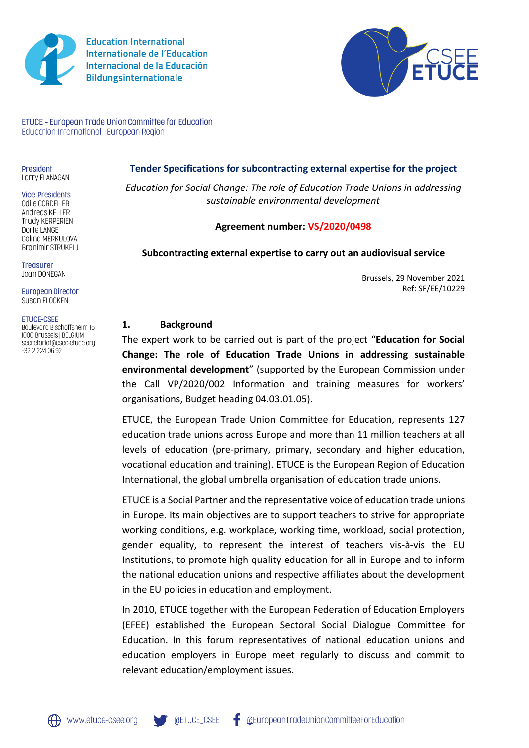Education International
Internationale de l'Education
Internacional de la Educación
Bildungsinternationale

ETUCE – European Trade Union Committee for Education
Education International – European Region

President
Larry FLANAGAN

Vice-Presidents
Odile CORDELIER
Andreas KELLER
Trudy KERPERIEN
Dorte LANGE
Galina MERKULOVA
Branimir STRUKELJ

Treasurer
Joan DONEGAN

European Director
Susan FLOCKEN

ETUCE-CSEE
Boulevard Bischoffsheim 15
1000 Brussels | BELGIUM
secretariat@csee-etuce.org
+32 2 224 06 92

**Tender Specifications for subcontracting external expertise for the project**

*Education for Social Change: The role of Education Trade Unions in addressing sustainable environmental development*

**Agreement number: VS/2020/0498**

**Subcontracting external expertise to carry out an audiovisual service**

Brussels, 29 November 2021
Ref: SF/EE/10229

## 1. Background

The expert work to be carried out is part of the project "**Education for Social Change: The role of Education Trade Unions in addressing sustainable environmental development**" (supported by the European Commission under the Call VP/2020/002 Information and training measures for workers' organisations, Budget heading 04.03.01.05).

ETUCE, the European Trade Union Committee for Education, represents 127 education trade unions across Europe and more than 11 million teachers at all levels of education (pre-primary, primary, secondary and higher education, vocational education and training). ETUCE is the European Region of Education International, the global umbrella organisation of education trade unions.

ETUCE is a Social Partner and the representative voice of education trade unions in Europe. Its main objectives are to support teachers to strive for appropriate working conditions, e.g. workplace, working time, workload, social protection, gender equality, to represent the interest of teachers vis-à-vis the EU Institutions, to promote high quality education for all in Europe and to inform the national education unions and respective affiliates about the development in the EU policies in education and employment.

In 2010, ETUCE together with the European Federation of Education Employers (EFEE) established the European Sectoral Social Dialogue Committee for Education. In this forum representatives of national education unions and education employers in Europe meet regularly to discuss and commit to relevant education/employment issues.

www.etuce-csee.org @ETUCE_CSEE @EuropeanTradeUnionCommitteeForEducation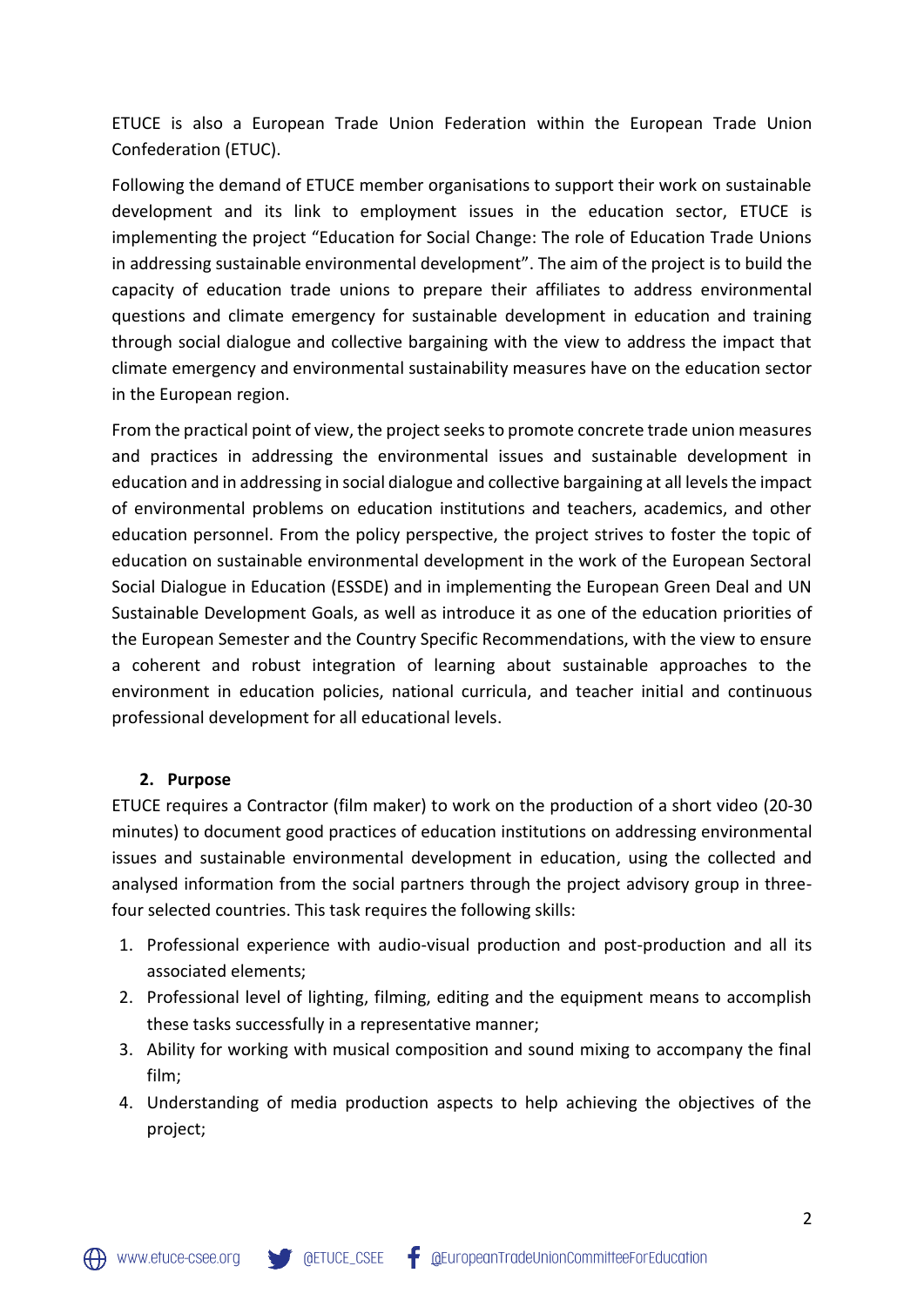ETUCE is also a European Trade Union Federation within the European Trade Union Confederation (ETUC).

Following the demand of ETUCE member organisations to support their work on sustainable development and its link to employment issues in the education sector, ETUCE is implementing the project "Education for Social Change: The role of Education Trade Unions in addressing sustainable environmental development". The aim of the project is to build the capacity of education trade unions to prepare their affiliates to address environmental questions and climate emergency for sustainable development in education and training through social dialogue and collective bargaining with the view to address the impact that climate emergency and environmental sustainability measures have on the education sector in the European region.

From the practical point of view, the project seeks to promote concrete trade union measures and practices in addressing the environmental issues and sustainable development in education and in addressing in social dialogue and collective bargaining at all levels the impact of environmental problems on education institutions and teachers, academics, and other education personnel. From the policy perspective, the project strives to foster the topic of education on sustainable environmental development in the work of the European Sectoral Social Dialogue in Education (ESSDE) and in implementing the European Green Deal and UN Sustainable Development Goals, as well as introduce it as one of the education priorities of the European Semester and the Country Specific Recommendations, with the view to ensure a coherent and robust integration of learning about sustainable approaches to the environment in education policies, national curricula, and teacher initial and continuous professional development for all educational levels.

## 2. Purpose

ETUCE requires a Contractor (film maker) to work on the production of a short video (20-30 minutes) to document good practices of education institutions on addressing environmental issues and sustainable environmental development in education, using the collected and analysed information from the social partners through the project advisory group in three-four selected countries. This task requires the following skills:

1. Professional experience with audio-visual production and post-production and all its associated elements;
2. Professional level of lighting, filming, editing and the equipment means to accomplish these tasks successfully in a representative manner;
3. Ability for working with musical composition and sound mixing to accompany the final film;
4. Understanding of media production aspects to help achieving the objectives of the project;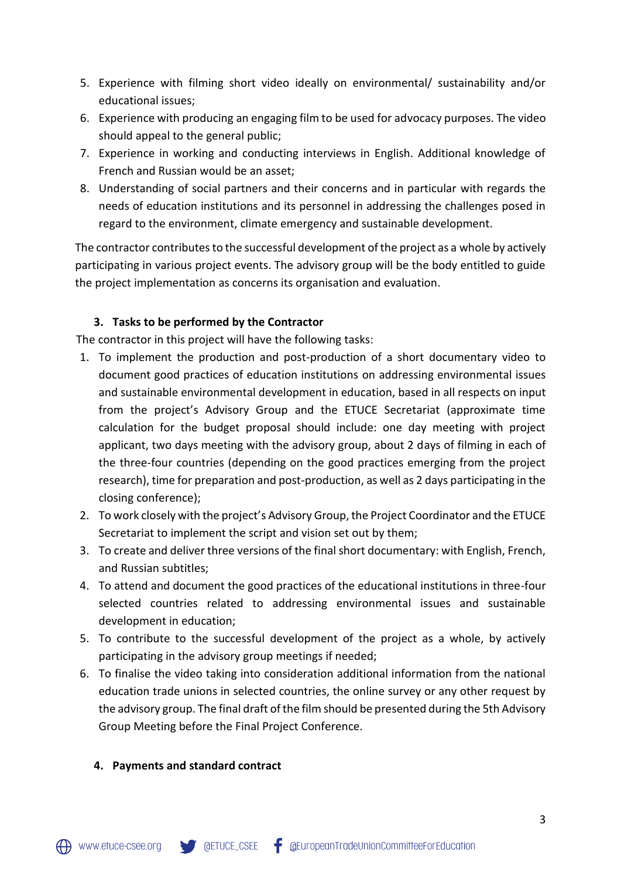5. Experience with filming short video ideally on environmental/ sustainability and/or educational issues;
6. Experience with producing an engaging film to be used for advocacy purposes. The video should appeal to the general public;
7. Experience in working and conducting interviews in English. Additional knowledge of French and Russian would be an asset;
8. Understanding of social partners and their concerns and in particular with regards the needs of education institutions and its personnel in addressing the challenges posed in regard to the environment, climate emergency and sustainable development.

The contractor contributes to the successful development of the project as a whole by actively participating in various project events. The advisory group will be the body entitled to guide the project implementation as concerns its organisation and evaluation.

### 3. Tasks to be performed by the Contractor

The contractor in this project will have the following tasks:

1. To implement the production and post-production of a short documentary video to document good practices of education institutions on addressing environmental issues and sustainable environmental development in education, based in all respects on input from the project's Advisory Group and the ETUCE Secretariat (approximate time calculation for the budget proposal should include: one day meeting with project applicant, two days meeting with the advisory group, about 2 days of filming in each of the three-four countries (depending on the good practices emerging from the project research), time for preparation and post-production, as well as 2 days participating in the closing conference);
2. To work closely with the project's Advisory Group, the Project Coordinator and the ETUCE Secretariat to implement the script and vision set out by them;
3. To create and deliver three versions of the final short documentary: with English, French, and Russian subtitles;
4. To attend and document the good practices of the educational institutions in three-four selected countries related to addressing environmental issues and sustainable development in education;
5. To contribute to the successful development of the project as a whole, by actively participating in the advisory group meetings if needed;
6. To finalise the video taking into consideration additional information from the national education trade unions in selected countries, the online survey or any other request by the advisory group. The final draft of the film should be presented during the 5th Advisory Group Meeting before the Final Project Conference.

### 4. Payments and standard contract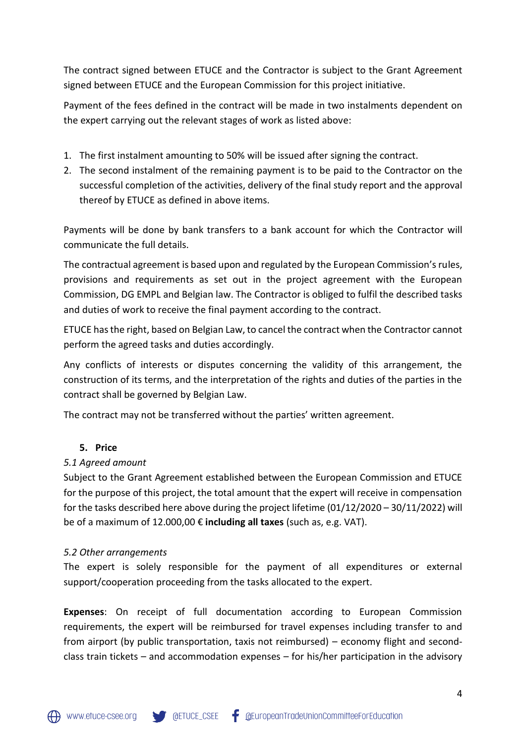The contract signed between ETUCE and the Contractor is subject to the Grant Agreement signed between ETUCE and the European Commission for this project initiative.

Payment of the fees defined in the contract will be made in two instalments dependent on the expert carrying out the relevant stages of work as listed above:

1. The first instalment amounting to 50% will be issued after signing the contract.
2. The second instalment of the remaining payment is to be paid to the Contractor on the successful completion of the activities, delivery of the final study report and the approval thereof by ETUCE as defined in above items.

Payments will be done by bank transfers to a bank account for which the Contractor will communicate the full details.

The contractual agreement is based upon and regulated by the European Commission's rules, provisions and requirements as set out in the project agreement with the European Commission, DG EMPL and Belgian law. The Contractor is obliged to fulfil the described tasks and duties of work to receive the final payment according to the contract.

ETUCE has the right, based on Belgian Law, to cancel the contract when the Contractor cannot perform the agreed tasks and duties accordingly.

Any conflicts of interests or disputes concerning the validity of this arrangement, the construction of its terms, and the interpretation of the rights and duties of the parties in the contract shall be governed by Belgian Law.

The contract may not be transferred without the parties' written agreement.

## 5. Price

*5.1 Agreed amount*

Subject to the Grant Agreement established between the European Commission and ETUCE for the purpose of this project, the total amount that the expert will receive in compensation for the tasks described here above during the project lifetime (01/12/2020 – 30/11/2022) will be of a maximum of 12.000,00 € **including all taxes** (such as, e.g. VAT).

*5.2 Other arrangements*

The expert is solely responsible for the payment of all expenditures or external support/cooperation proceeding from the tasks allocated to the expert.

**Expenses**: On receipt of full documentation according to European Commission requirements, the expert will be reimbursed for travel expenses including transfer to and from airport (by public transportation, taxis not reimbursed) – economy flight and second-class train tickets – and accommodation expenses – for his/her participation in the advisory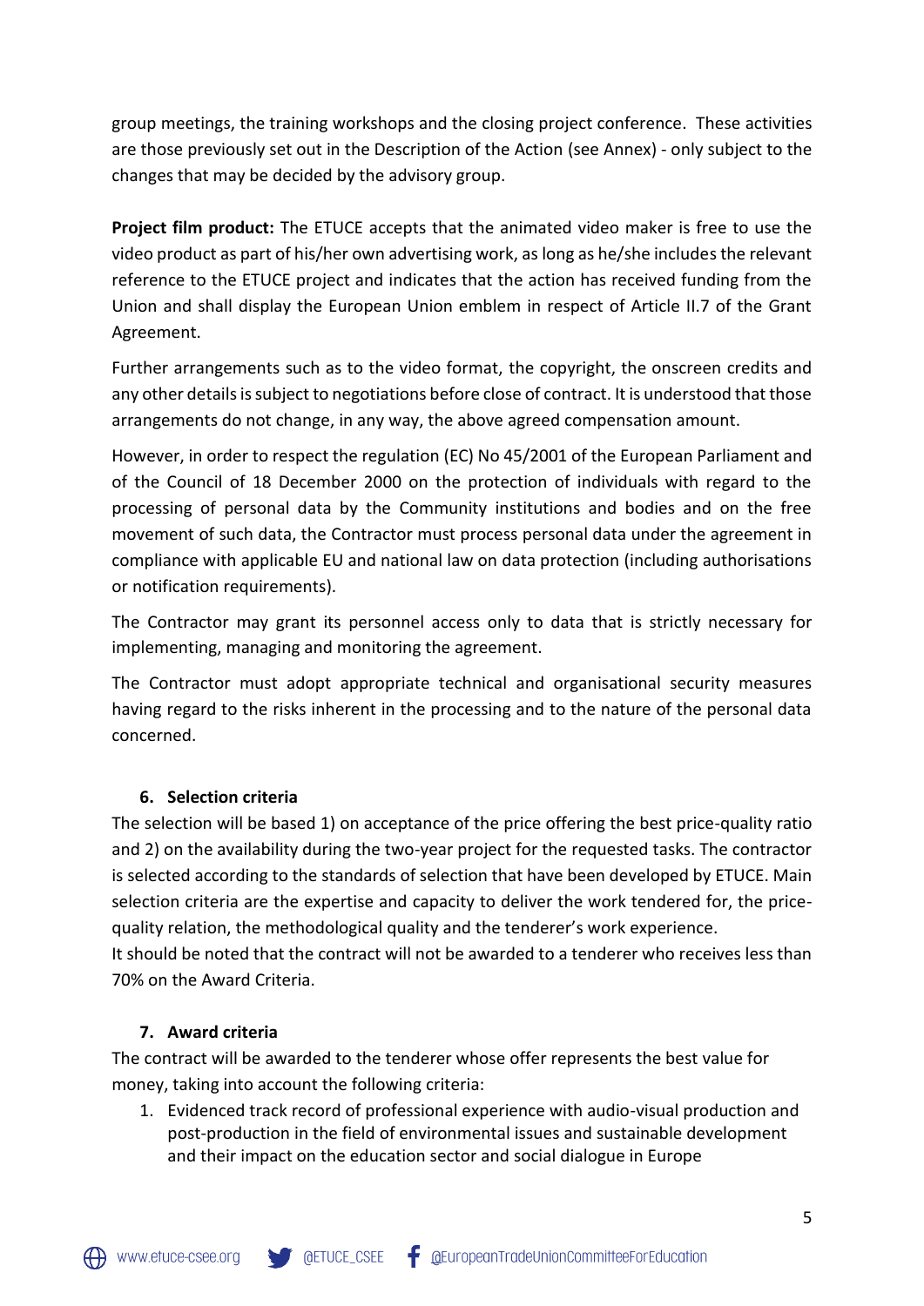group meetings, the training workshops and the closing project conference. These activities are those previously set out in the Description of the Action (see Annex) - only subject to the changes that may be decided by the advisory group.

**Project film product:** The ETUCE accepts that the animated video maker is free to use the video product as part of his/her own advertising work, as long as he/she includes the relevant reference to the ETUCE project and indicates that the action has received funding from the Union and shall display the European Union emblem in respect of Article II.7 of the Grant Agreement.

Further arrangements such as to the video format, the copyright, the onscreen credits and any other details is subject to negotiations before close of contract. It is understood that those arrangements do not change, in any way, the above agreed compensation amount.

However, in order to respect the regulation (EC) No 45/2001 of the European Parliament and of the Council of 18 December 2000 on the protection of individuals with regard to the processing of personal data by the Community institutions and bodies and on the free movement of such data, the Contractor must process personal data under the agreement in compliance with applicable EU and national law on data protection (including authorisations or notification requirements).

The Contractor may grant its personnel access only to data that is strictly necessary for implementing, managing and monitoring the agreement.

The Contractor must adopt appropriate technical and organisational security measures having regard to the risks inherent in the processing and to the nature of the personal data concerned.

## 6. Selection criteria

The selection will be based 1) on acceptance of the price offering the best price-quality ratio and 2) on the availability during the two-year project for the requested tasks. The contractor is selected according to the standards of selection that have been developed by ETUCE. Main selection criteria are the expertise and capacity to deliver the work tendered for, the price-quality relation, the methodological quality and the tenderer's work experience.
It should be noted that the contract will not be awarded to a tenderer who receives less than 70% on the Award Criteria.

## 7. Award criteria

The contract will be awarded to the tenderer whose offer represents the best value for money, taking into account the following criteria:

1. Evidenced track record of professional experience with audio-visual production and post-production in the field of environmental issues and sustainable development and their impact on the education sector and social dialogue in Europe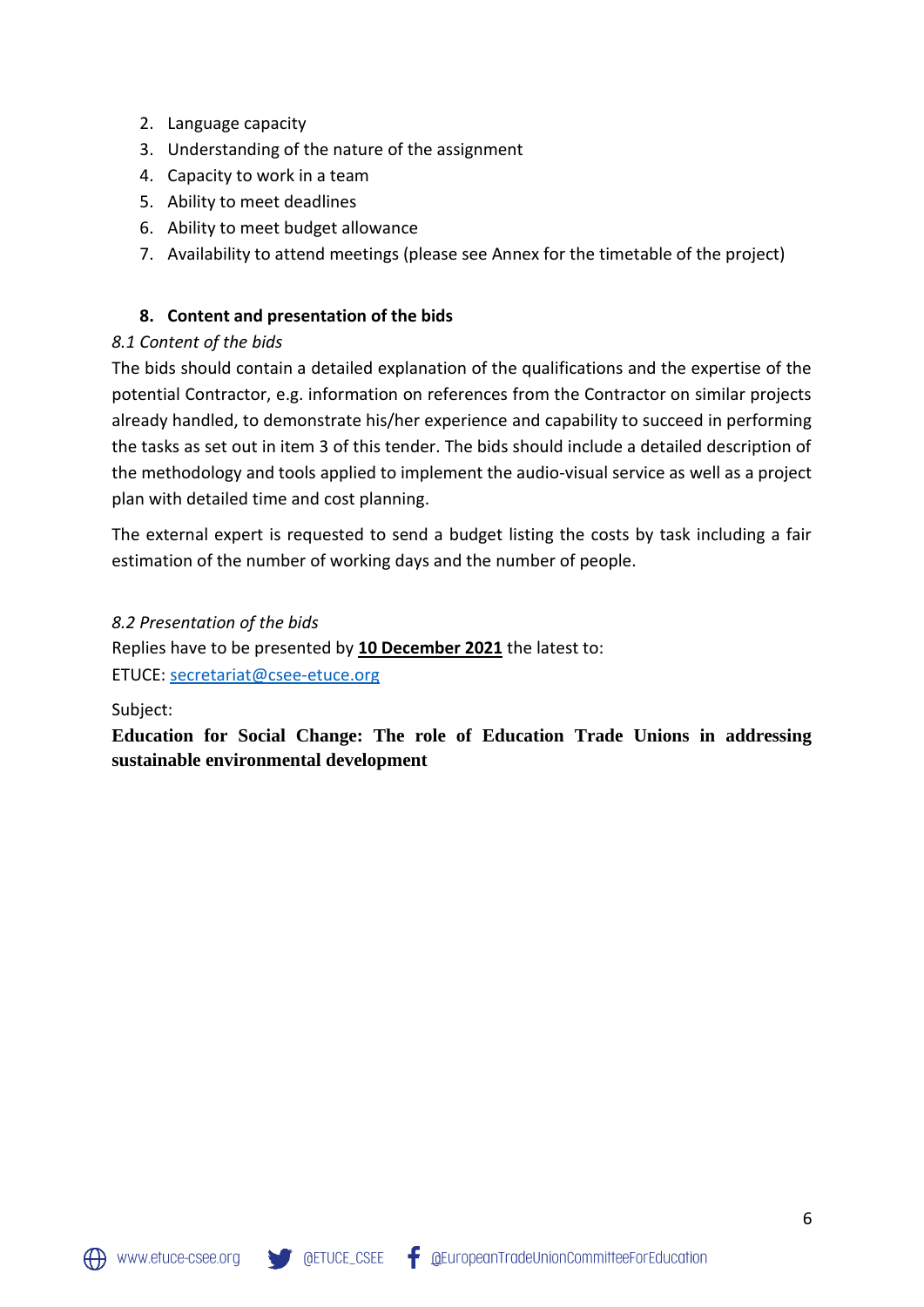2. Language capacity
3. Understanding of the nature of the assignment
4. Capacity to work in a team
5. Ability to meet deadlines
6. Ability to meet budget allowance
7. Availability to attend meetings (please see Annex for the timetable of the project)

## 8. Content and presentation of the bids

*8.1 Content of the bids*

The bids should contain a detailed explanation of the qualifications and the expertise of the potential Contractor, e.g. information on references from the Contractor on similar projects already handled, to demonstrate his/her experience and capability to succeed in performing the tasks as set out in item 3 of this tender. The bids should include a detailed description of the methodology and tools applied to implement the audio-visual service as well as a project plan with detailed time and cost planning.

The external expert is requested to send a budget listing the costs by task including a fair estimation of the number of working days and the number of people.

*8.2 Presentation of the bids*

Replies have to be presented by **10 December 2021** the latest to:
ETUCE: secretariat@csee-etuce.org

Subject:

**Education for Social Change: The role of Education Trade Unions in addressing sustainable environmental development**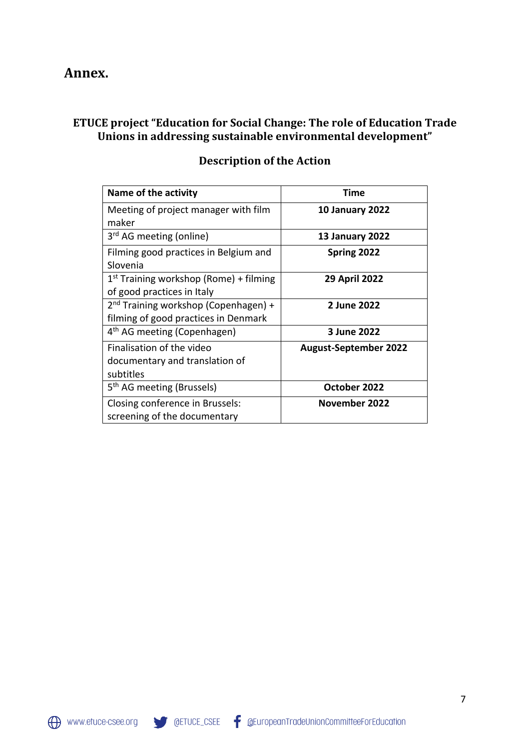# Annex.

## ETUCE project “Education for Social Change: The role of Education Trade Unions in addressing sustainable environmental development”

### Description of the Action

| Name of the activity | Time |
|---|---|
| Meeting of project manager with film maker | **10 January 2022** |
| 3rd AG meeting (online) | **13 January 2022** |
| Filming good practices in Belgium and Slovenia | **Spring 2022** |
| 1st Training workshop (Rome) + filming of good practices in Italy | **29 April 2022** |
| 2nd Training workshop (Copenhagen) + filming of good practices in Denmark | **2 June 2022** |
| 4th AG meeting (Copenhagen) | **3 June 2022** |
| Finalisation of the video documentary and translation of subtitles | **August-September 2022** |
| 5th AG meeting (Brussels) | **October 2022** |
| Closing conference in Brussels: screening of the documentary | **November 2022** |